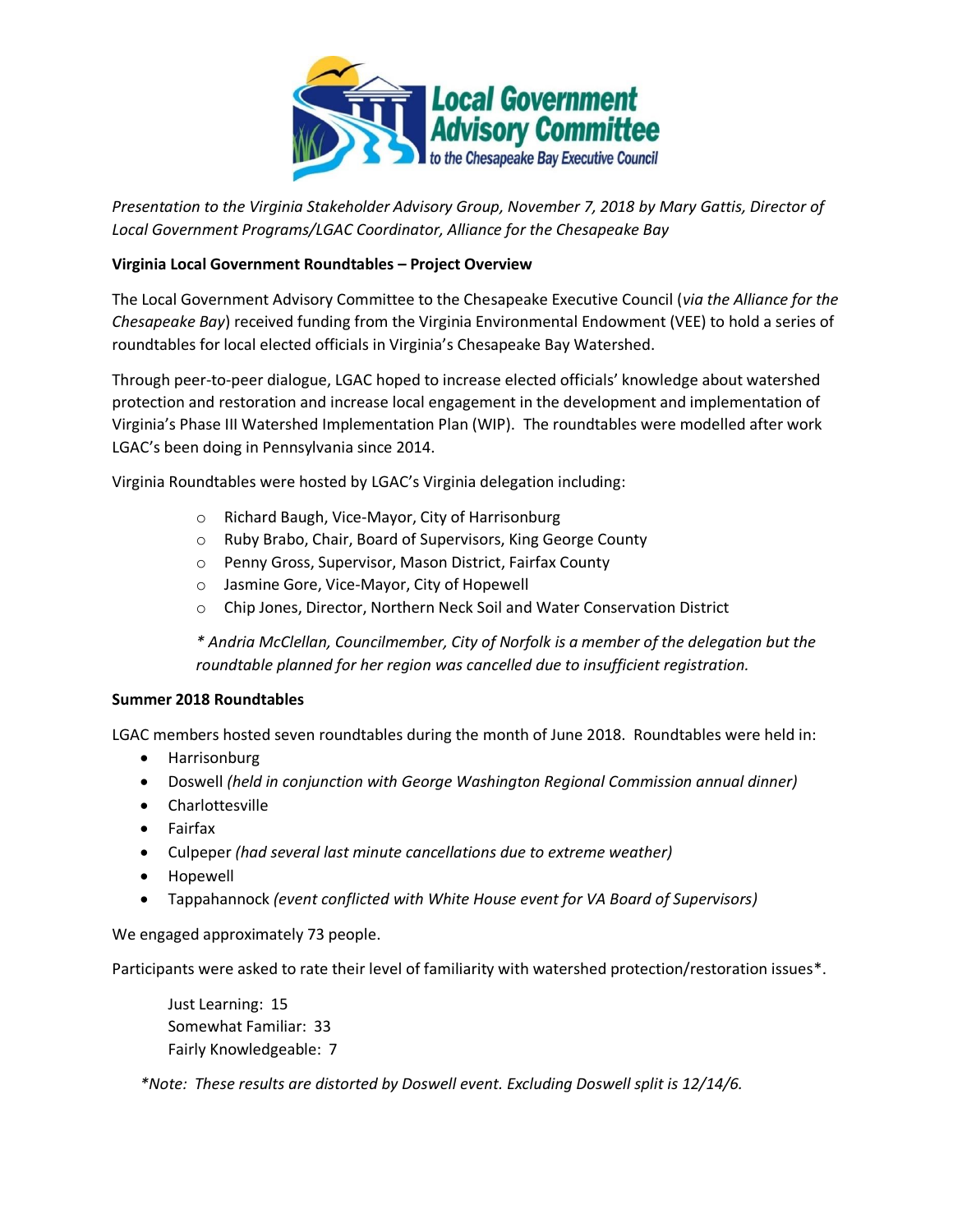Local Government Advisory Committee to the Chesapeake Bay Executive Council

*Presentation to the Virginia Stakeholder Advisory Group, November 7, 2018 by Mary Gattis, Director of Local Government Programs/LGAC Coordinator, Alliance for the Chesapeake Bay*

**Virginia Local Government Roundtables – Project Overview**

The Local Government Advisory Committee to the Chesapeake Executive Council (*via the Alliance for the Chesapeake Bay*) received funding from the Virginia Environmental Endowment (VEE) to hold a series of roundtables for local elected officials in Virginia's Chesapeake Bay Watershed.

Through peer-to-peer dialogue, LGAC hoped to increase elected officials' knowledge about watershed protection and restoration and increase local engagement in the development and implementation of Virginia's Phase III Watershed Implementation Plan (WIP). The roundtables were modelled after work LGAC's been doing in Pennsylvania since 2014.

Virginia Roundtables were hosted by LGAC's Virginia delegation including:

- Richard Baugh, Vice-Mayor, City of Harrisonburg
- Ruby Brabo, Chair, Board of Supervisors, King George County
- Penny Gross, Supervisor, Mason District, Fairfax County
- Jasmine Gore, Vice-Mayor, City of Hopewell
- Chip Jones, Director, Northern Neck Soil and Water Conservation District

*\* Andria McClellan, Councilmember, City of Norfolk is a member of the delegation but the roundtable planned for her region was cancelled due to insufficient registration.*

**Summer 2018 Roundtables**

LGAC members hosted seven roundtables during the month of June 2018. Roundtables were held in:

- Harrisonburg
- Doswell *(held in conjunction with George Washington Regional Commission annual dinner)*
- Charlottesville
- Fairfax
- Culpeper *(had several last minute cancellations due to extreme weather)*
- Hopewell
- Tappahannock *(event conflicted with White House event for VA Board of Supervisors)*

We engaged approximately 73 people.

Participants were asked to rate their level of familiarity with watershed protection/restoration issues*.

Just Learning: 15
Somewhat Familiar: 33
Fairly Knowledgeable: 7

*\*Note: These results are distorted by Doswell event. Excluding Doswell split is 12/14/6.*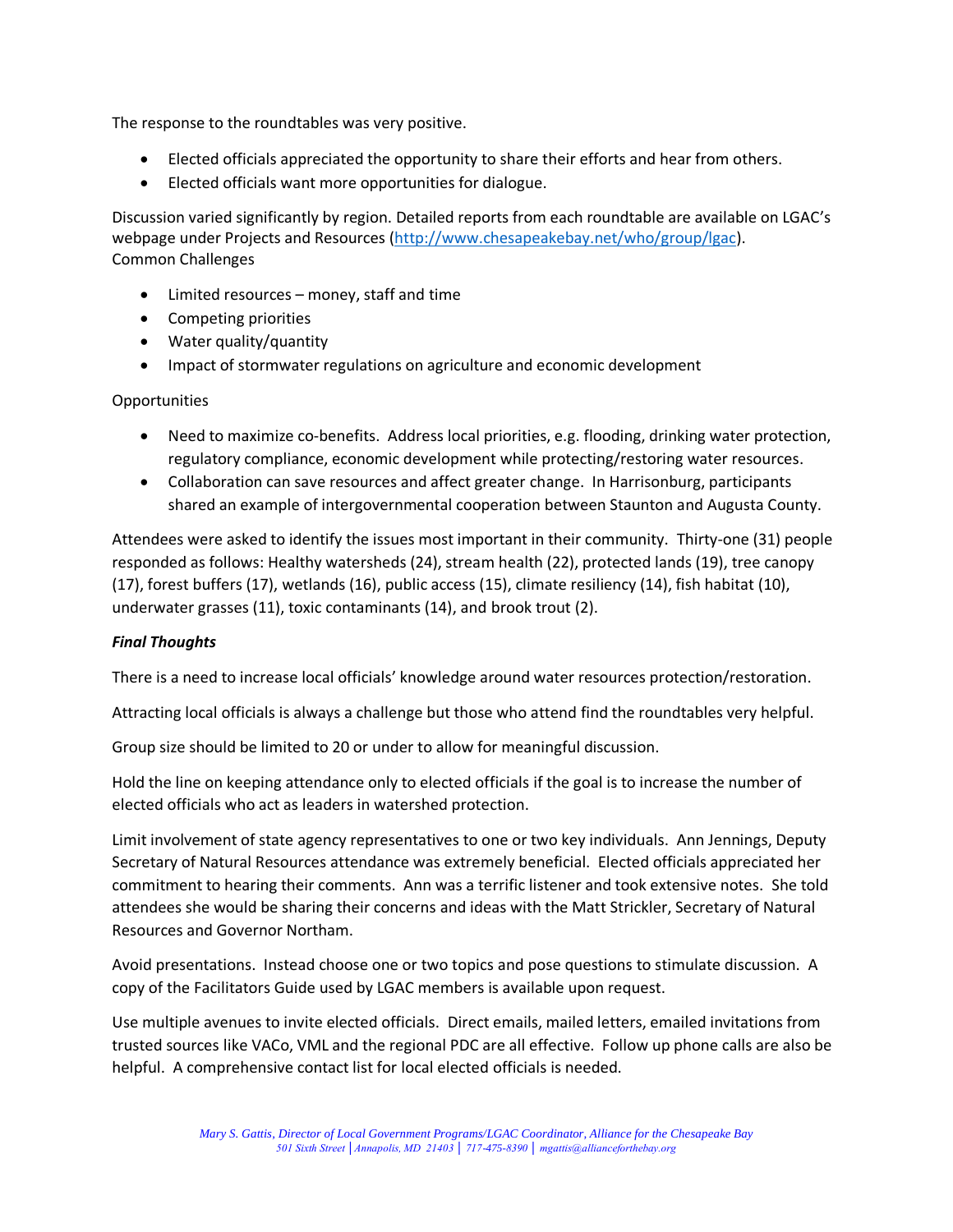The response to the roundtables was very positive.

- Elected officials appreciated the opportunity to share their efforts and hear from others.
- Elected officials want more opportunities for dialogue.

Discussion varied significantly by region. Detailed reports from each roundtable are available on LGAC's webpage under Projects and Resources (http://www.chesapeakebay.net/who/group/lgac).
Common Challenges

- Limited resources – money, staff and time
- Competing priorities
- Water quality/quantity
- Impact of stormwater regulations on agriculture and economic development

Opportunities

- Need to maximize co-benefits. Address local priorities, e.g. flooding, drinking water protection, regulatory compliance, economic development while protecting/restoring water resources.
- Collaboration can save resources and affect greater change. In Harrisonburg, participants shared an example of intergovernmental cooperation between Staunton and Augusta County.

Attendees were asked to identify the issues most important in their community. Thirty-one (31) people responded as follows: Healthy watersheds (24), stream health (22), protected lands (19), tree canopy (17), forest buffers (17), wetlands (16), public access (15), climate resiliency (14), fish habitat (10), underwater grasses (11), toxic contaminants (14), and brook trout (2).

***Final Thoughts***

There is a need to increase local officials' knowledge around water resources protection/restoration.

Attracting local officials is always a challenge but those who attend find the roundtables very helpful.

Group size should be limited to 20 or under to allow for meaningful discussion.

Hold the line on keeping attendance only to elected officials if the goal is to increase the number of elected officials who act as leaders in watershed protection.

Limit involvement of state agency representatives to one or two key individuals. Ann Jennings, Deputy Secretary of Natural Resources attendance was extremely beneficial. Elected officials appreciated her commitment to hearing their comments. Ann was a terrific listener and took extensive notes. She told attendees she would be sharing their concerns and ideas with the Matt Strickler, Secretary of Natural Resources and Governor Northam.

Avoid presentations. Instead choose one or two topics and pose questions to stimulate discussion. A copy of the Facilitators Guide used by LGAC members is available upon request.

Use multiple avenues to invite elected officials. Direct emails, mailed letters, emailed invitations from trusted sources like VACo, VML and the regional PDC are all effective. Follow up phone calls are also be helpful. A comprehensive contact list for local elected officials is needed.

*Mary S. Gattis, Director of Local Government Programs/LGAC Coordinator, Alliance for the Chesapeake Bay*
*501 Sixth Street | Annapolis, MD 21403 | 717-475-8390 | mgattis@allianceforthebay.org*